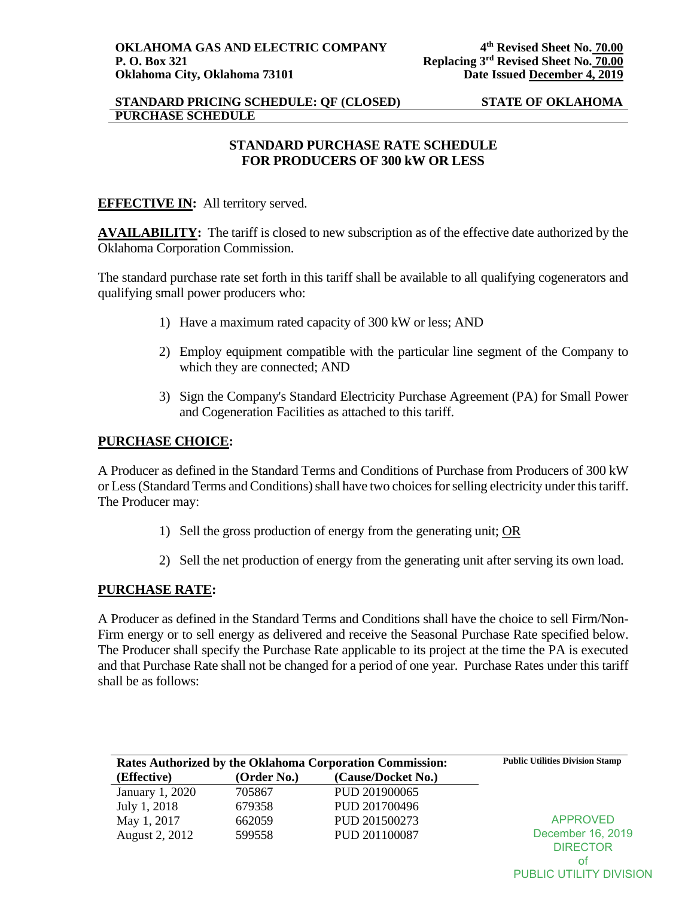**OKLAHOMA GAS AND ELECTRIC COMPANY**
**P. O. Box 321**
**Oklahoma City, Oklahoma 73101**

**4th Revised Sheet No. 70.00**
**Replacing 3rd Revised Sheet No. 70.00**
**Date Issued December 4, 2019**

**STANDARD PRICING SCHEDULE: QF (CLOSED) PURCHASE SCHEDULE** — **STATE OF OKLAHOMA**

## STANDARD PURCHASE RATE SCHEDULE FOR PRODUCERS OF 300 kW OR LESS

**EFFECTIVE IN:** All territory served.

**AVAILABILITY:** The tariff is closed to new subscription as of the effective date authorized by the Oklahoma Corporation Commission.

The standard purchase rate set forth in this tariff shall be available to all qualifying cogenerators and qualifying small power producers who:

1) Have a maximum rated capacity of 300 kW or less; AND

2) Employ equipment compatible with the particular line segment of the Company to which they are connected; AND

3) Sign the Company's Standard Electricity Purchase Agreement (PA) for Small Power and Cogeneration Facilities as attached to this tariff.

**PURCHASE CHOICE:**

A Producer as defined in the Standard Terms and Conditions of Purchase from Producers of 300 kW or Less (Standard Terms and Conditions) shall have two choices for selling electricity under this tariff. The Producer may:

1) Sell the gross production of energy from the generating unit; OR

2) Sell the net production of energy from the generating unit after serving its own load.

**PURCHASE RATE:**

A Producer as defined in the Standard Terms and Conditions shall have the choice to sell Firm/Non-Firm energy or to sell energy as delivered and receive the Seasonal Purchase Rate specified below. The Producer shall specify the Purchase Rate applicable to its project at the time the PA is executed and that Purchase Rate shall not be changed for a period of one year. Purchase Rates under this tariff shall be as follows:

**Rates Authorized by the Oklahoma Corporation Commission:**

| (Effective) | (Order No.) | (Cause/Docket No.) |
|---|---|---|
| January 1, 2020 | 705867 | PUD 201900065 |
| July 1, 2018 | 679358 | PUD 201700496 |
| May 1, 2017 | 662059 | PUD 201500273 |
| August 2, 2012 | 599558 | PUD 201100087 |

**Public Utilities Division Stamp**

APPROVED
December 16, 2019
DIRECTOR
of
PUBLIC UTILITY DIVISION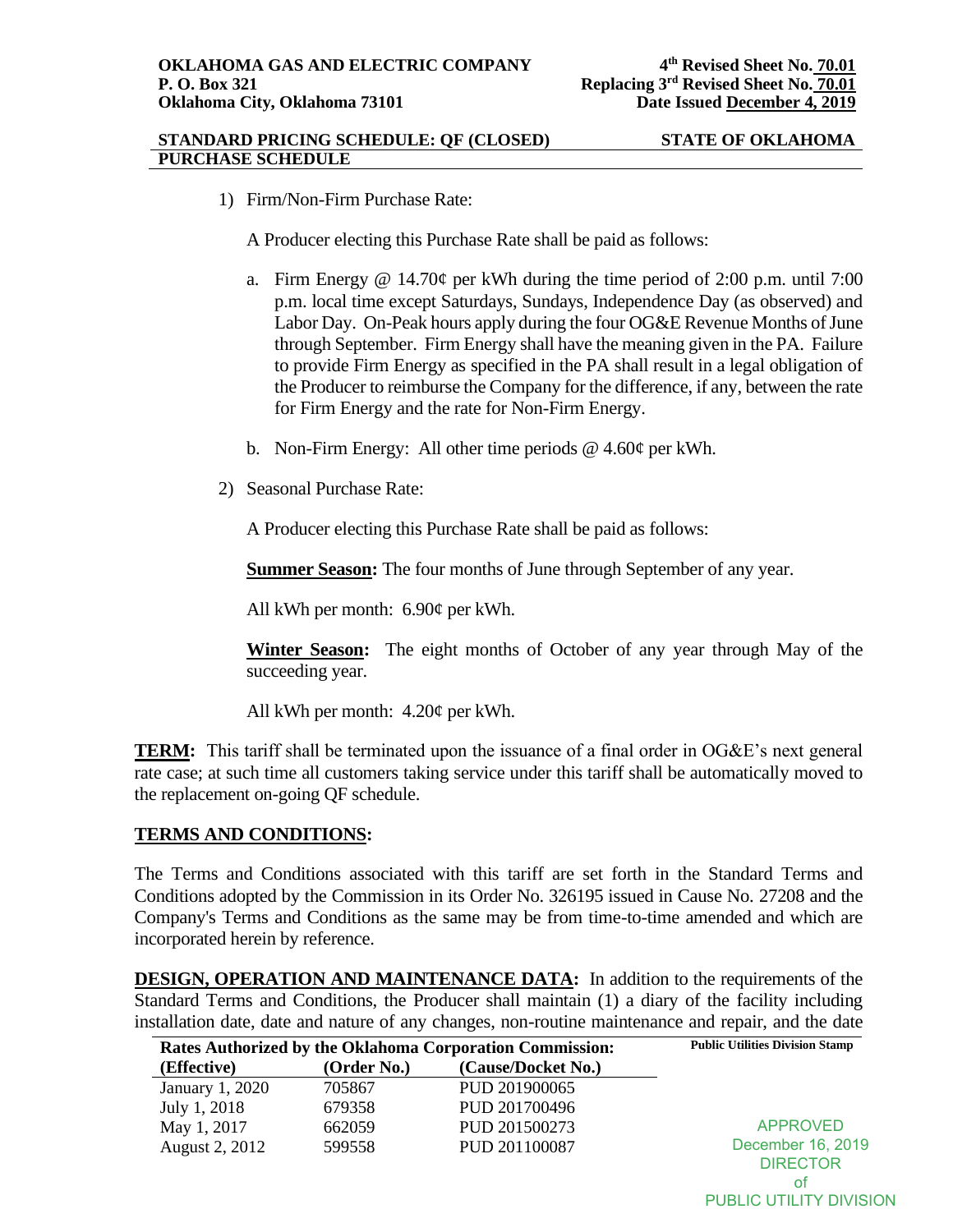**OKLAHOMA GAS AND ELECTRIC COMPANY**
**P. O. Box 321**
**Oklahoma City, Oklahoma 73101**

**4th Revised Sheet No. 70.01**
**Replacing 3rd Revised Sheet No. 70.01**
**Date Issued December 4, 2019**

**STANDARD PRICING SCHEDULE: QF (CLOSED) PURCHASE SCHEDULE** — **STATE OF OKLAHOMA**

1) Firm/Non-Firm Purchase Rate:

   A Producer electing this Purchase Rate shall be paid as follows:

   a. Firm Energy @ 14.70¢ per kWh during the time period of 2:00 p.m. until 7:00 p.m. local time except Saturdays, Sundays, Independence Day (as observed) and Labor Day. On-Peak hours apply during the four OG&E Revenue Months of June through September. Firm Energy shall have the meaning given in the PA. Failure to provide Firm Energy as specified in the PA shall result in a legal obligation of the Producer to reimburse the Company for the difference, if any, between the rate for Firm Energy and the rate for Non-Firm Energy.

   b. Non-Firm Energy: All other time periods @ 4.60¢ per kWh.

2) Seasonal Purchase Rate:

   A Producer electing this Purchase Rate shall be paid as follows:

   **Summer Season:** The four months of June through September of any year.

   All kWh per month: 6.90¢ per kWh.

   **Winter Season:** The eight months of October of any year through May of the succeeding year.

   All kWh per month: 4.20¢ per kWh.

**TERM:** This tariff shall be terminated upon the issuance of a final order in OG&E's next general rate case; at such time all customers taking service under this tariff shall be automatically moved to the replacement on-going QF schedule.

## TERMS AND CONDITIONS:

The Terms and Conditions associated with this tariff are set forth in the Standard Terms and Conditions adopted by the Commission in its Order No. 326195 issued in Cause No. 27208 and the Company's Terms and Conditions as the same may be from time-to-time amended and which are incorporated herein by reference.

**DESIGN, OPERATION AND MAINTENANCE DATA:** In addition to the requirements of the Standard Terms and Conditions, the Producer shall maintain (1) a diary of the facility including installation date, date and nature of any changes, non-routine maintenance and repair, and the date

**Rates Authorized by the Oklahoma Corporation Commission:**

| (Effective) | (Order No.) | (Cause/Docket No.) |
|---|---|---|
| January 1, 2020 | 705867 | PUD 201900065 |
| July 1, 2018 | 679358 | PUD 201700496 |
| May 1, 2017 | 662059 | PUD 201500273 |
| August 2, 2012 | 599558 | PUD 201100087 |

**Public Utilities Division Stamp**

APPROVED
December 16, 2019
DIRECTOR
of
PUBLIC UTILITY DIVISION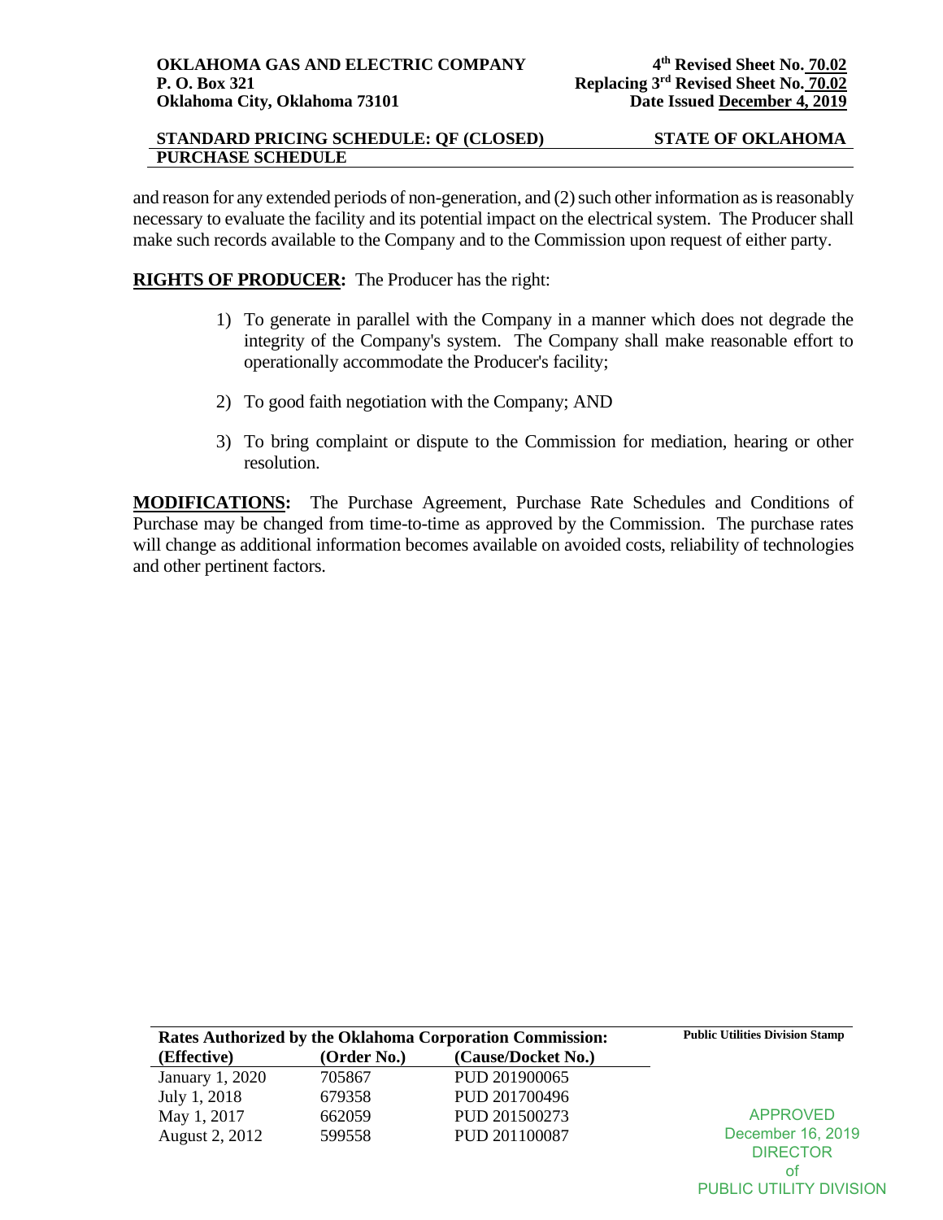and reason for any extended periods of non-generation, and (2) such other information as is reasonably necessary to evaluate the facility and its potential impact on the electrical system. The Producer shall make such records available to the Company and to the Commission upon request of either party.

**RIGHTS OF PRODUCER:** The Producer has the right:

1) To generate in parallel with the Company in a manner which does not degrade the integrity of the Company's system. The Company shall make reasonable effort to operationally accommodate the Producer's facility;

2) To good faith negotiation with the Company; AND

3) To bring complaint or dispute to the Commission for mediation, hearing or other resolution.

**MODIFICATIONS:** The Purchase Agreement, Purchase Rate Schedules and Conditions of Purchase may be changed from time-to-time as approved by the Commission. The purchase rates will change as additional information becomes available on avoided costs, reliability of technologies and other pertinent factors.

**Rates Authorized by the Oklahoma Corporation Commission:**

| (Effective) | (Order No.) | (Cause/Docket No.) |
|---|---|---|
| January 1, 2020 | 705867 | PUD 201900065 |
| July 1, 2018 | 679358 | PUD 201700496 |
| May 1, 2017 | 662059 | PUD 201500273 |
| August 2, 2012 | 599558 | PUD 201100087 |

Public Utilities Division Stamp

APPROVED
December 16, 2019
DIRECTOR
of
PUBLIC UTILITY DIVISION